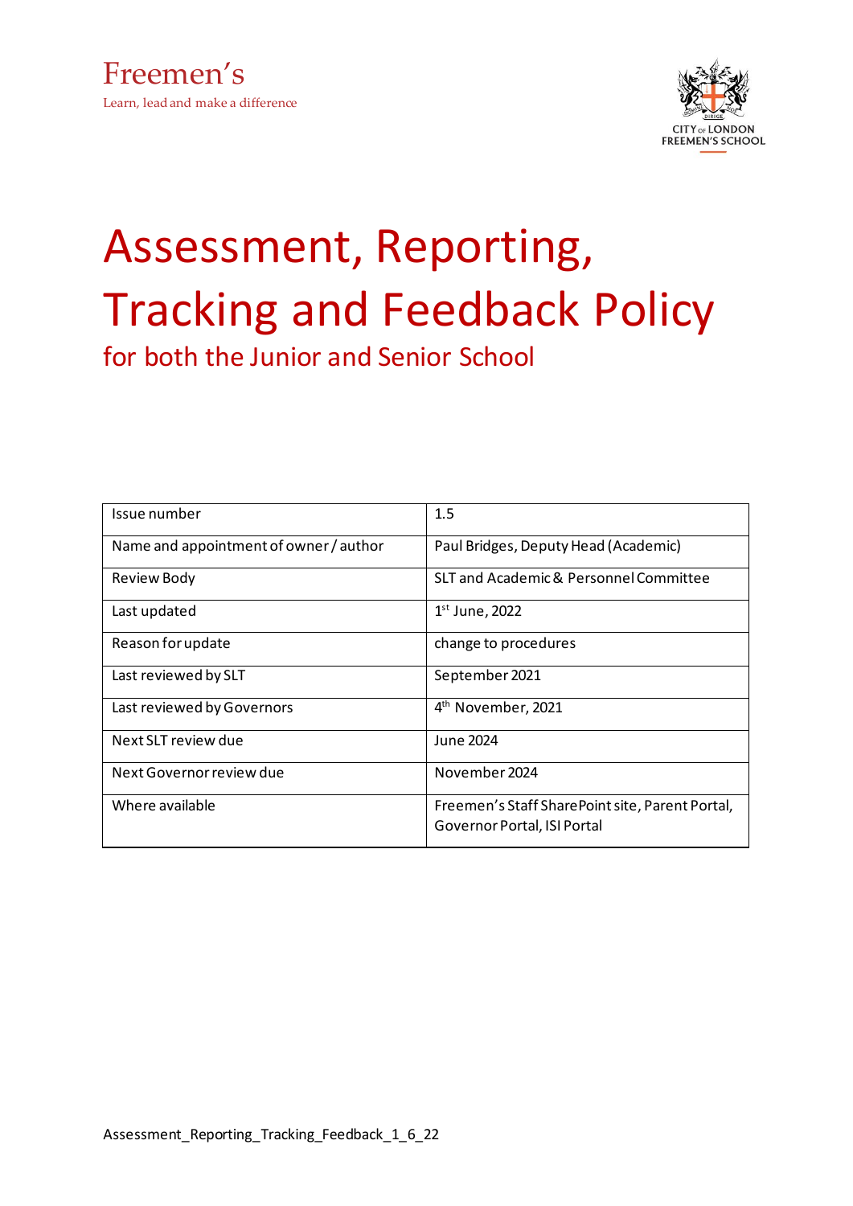Freemen's

Learn, lead and make a difference

CITY OF LONDON FREEMEN'S SCHOOL

# Assessment, Reporting, Tracking and Feedback Policy

## for both the Junior and Senior School

| Issue number | 1.5 |
|---|---|
| Name and appointment of owner / author | Paul Bridges, Deputy Head (Academic) |
| Review Body | SLT and Academic & Personnel Committee |
| Last updated | 1st June, 2022 |
| Reason for update | change to procedures |
| Last reviewed by SLT | September 2021 |
| Last reviewed by Governors | 4th November, 2021 |
| Next SLT review due | June 2024 |
| Next Governor review due | November 2024 |
| Where available | Freemen's Staff SharePoint site, Parent Portal, Governor Portal, ISI Portal |

Assessment_Reporting_Tracking_Feedback_1_6_22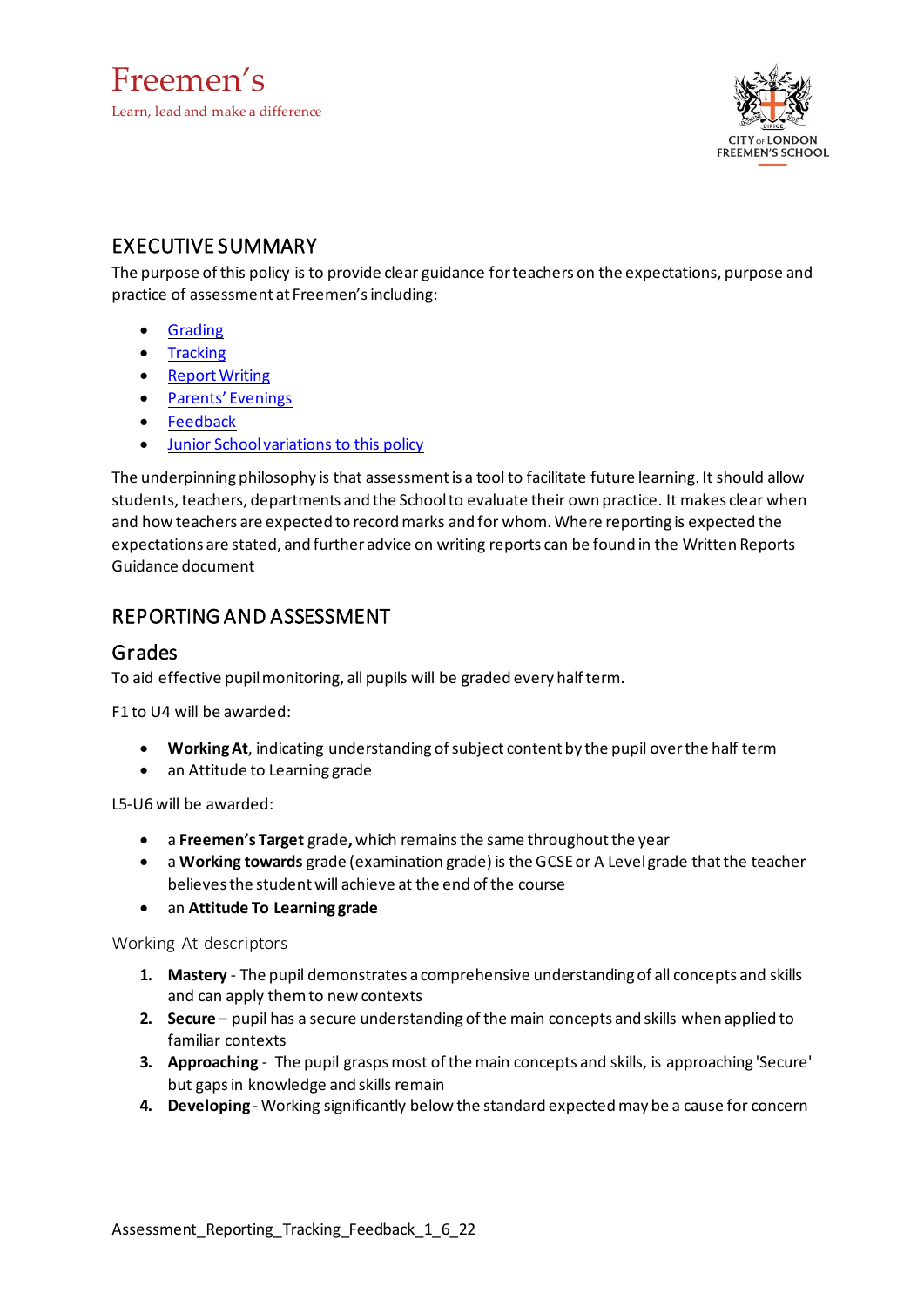Freemen's

Learn, lead and make a difference

CITY OF LONDON FREEMEN'S SCHOOL

## EXECUTIVE SUMMARY

The purpose of this policy is to provide clear guidance for teachers on the expectations, purpose and practice of assessment at Freemen's including:

- Grading
- Tracking
- Report Writing
- Parents' Evenings
- Feedback
- Junior School variations to this policy

The underpinning philosophy is that assessment is a tool to facilitate future learning. It should allow students, teachers, departments and the School to evaluate their own practice. It makes clear when and how teachers are expected to record marks and for whom. Where reporting is expected the expectations are stated, and further advice on writing reports can be found in the Written Reports Guidance document

## REPORTING AND ASSESSMENT

### Grades

To aid effective pupil monitoring, all pupils will be graded every half term.

F1 to U4 will be awarded:

- **Working At**, indicating understanding of subject content by the pupil over the half term
- an Attitude to Learning grade

L5-U6 will be awarded:

- a **Freemen's Target** grade**,** which remains the same throughout the year
- a **Working towards** grade (examination grade) is the GCSE or A Level grade that the teacher believes the student will achieve at the end of the course
- an **Attitude To Learning grade**

#### Working At descriptors

1. **Mastery** - The pupil demonstrates a comprehensive understanding of all concepts and skills and can apply them to new contexts
2. **Secure** – pupil has a secure understanding of the main concepts and skills when applied to familiar contexts
3. **Approaching** - The pupil grasps most of the main concepts and skills, is approaching 'Secure' but gaps in knowledge and skills remain
4. **Developing** - Working significantly below the standard expected may be a cause for concern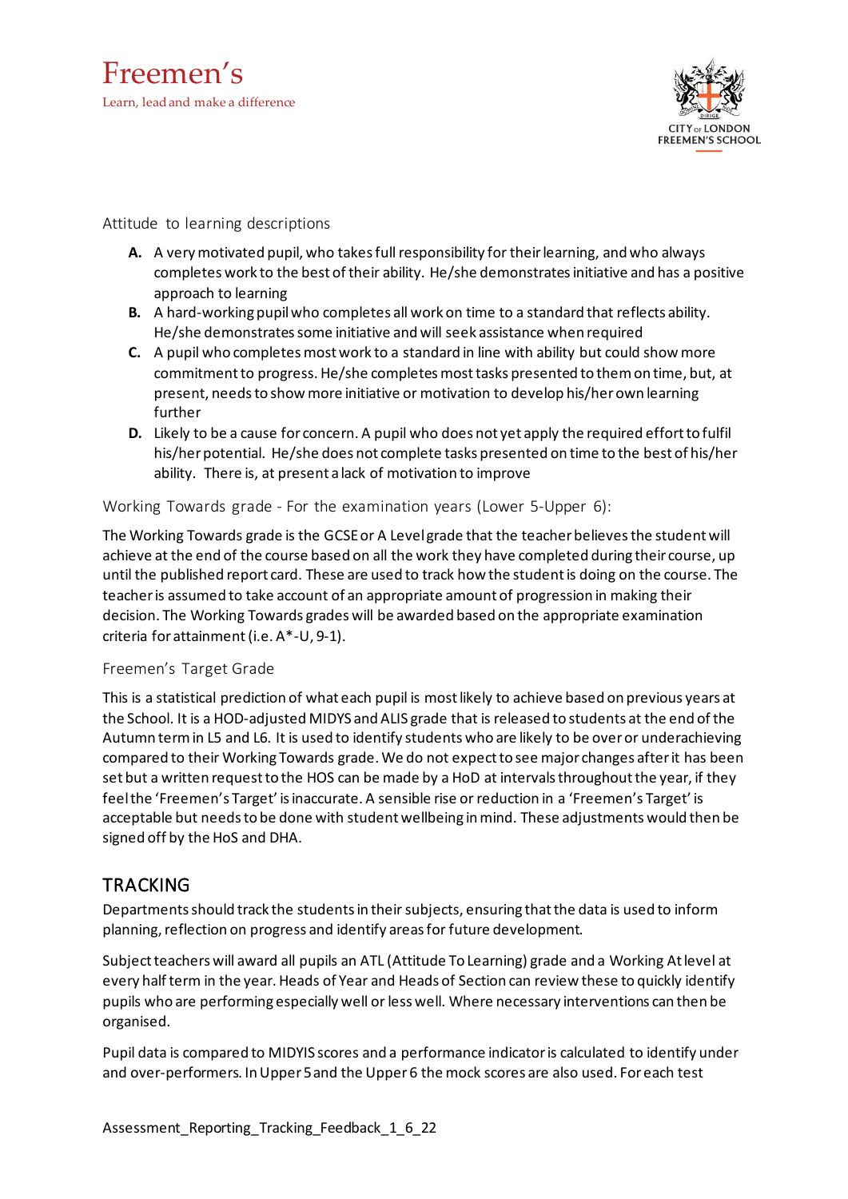Attitude to learning descriptions

- **A.** A very motivated pupil, who takes full responsibility for their learning, and who always completes work to the best of their ability. He/she demonstrates initiative and has a positive approach to learning
- **B.** A hard-working pupil who completes all work on time to a standard that reflects ability. He/she demonstrates some initiative and will seek assistance when required
- **C.** A pupil who completes most work to a standard in line with ability but could show more commitment to progress. He/she completes most tasks presented to them on time, but, at present, needs to show more initiative or motivation to develop his/her own learning further
- **D.** Likely to be a cause for concern. A pupil who does not yet apply the required effort to fulfil his/her potential. He/she does not complete tasks presented on time to the best of his/her ability. There is, at present a lack of motivation to improve

Working Towards grade - For the examination years (Lower 5-Upper 6):

The Working Towards grade is the GCSE or A Level grade that the teacher believes the student will achieve at the end of the course based on all the work they have completed during their course, up until the published report card. These are used to track how the student is doing on the course. The teacher is assumed to take account of an appropriate amount of progression in making their decision. The Working Towards grades will be awarded based on the appropriate examination criteria for attainment (i.e. A*-U, 9-1).

Freemen's Target Grade

This is a statistical prediction of what each pupil is most likely to achieve based on previous years at the School. It is a HOD-adjusted MIDYS and ALIS grade that is released to students at the end of the Autumn term in L5 and L6. It is used to identify students who are likely to be over or underachieving compared to their Working Towards grade. We do not expect to see major changes after it has been set but a written request to the HOS can be made by a HoD at intervals throughout the year, if they feel the 'Freemen's Target' is inaccurate. A sensible rise or reduction in a 'Freemen's Target' is acceptable but needs to be done with student wellbeing in mind. These adjustments would then be signed off by the HoS and DHA.

## TRACKING

Departments should track the students in their subjects, ensuring that the data is used to inform planning, reflection on progress and identify areas for future development.

Subject teachers will award all pupils an ATL (Attitude To Learning) grade and a Working At level at every half term in the year. Heads of Year and Heads of Section can review these to quickly identify pupils who are performing especially well or less well. Where necessary interventions can then be organised.

Pupil data is compared to MIDYIS scores and a performance indicator is calculated to identify under and over-performers. In Upper 5 and the Upper 6 the mock scores are also used. For each test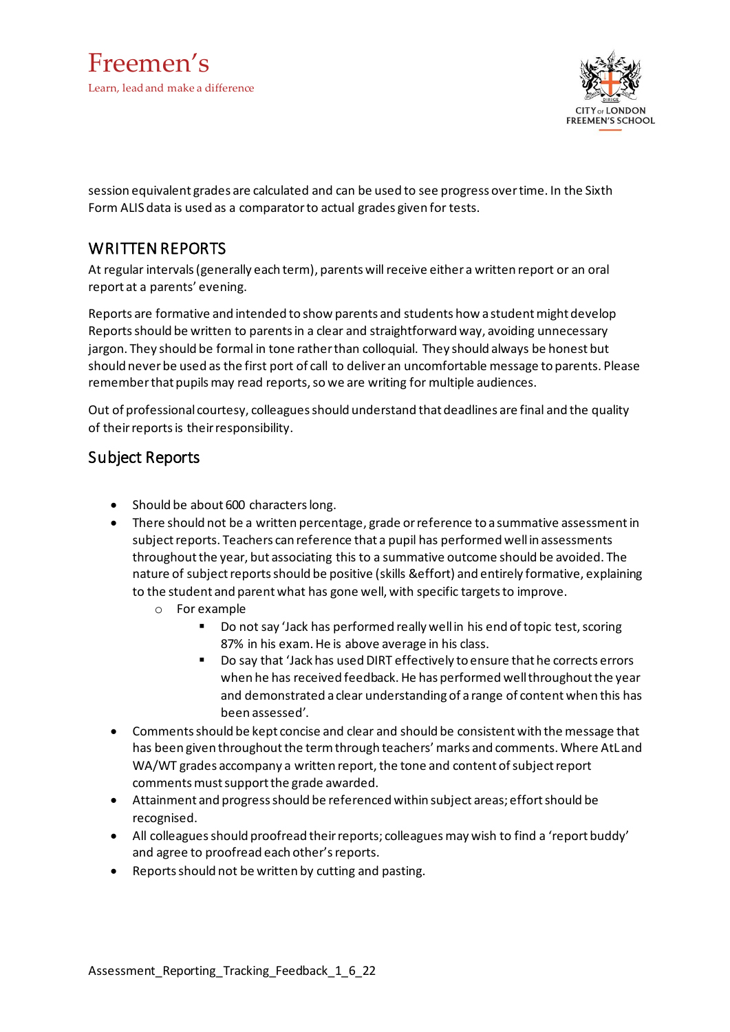session equivalent grades are calculated and can be used to see progress over time. In the Sixth Form ALIS data is used as a comparator to actual grades given for tests.

## WRITTEN REPORTS

At regular intervals (generally each term), parents will receive either a written report or an oral report at a parents' evening.

Reports are formative and intended to show parents and students how a student might develop Reports should be written to parents in a clear and straightforward way, avoiding unnecessary jargon. They should be formal in tone rather than colloquial. They should always be honest but should never be used as the first port of call to deliver an uncomfortable message to parents. Please remember that pupils may read reports, so we are writing for multiple audiences.

Out of professional courtesy, colleagues should understand that deadlines are final and the quality of their reports is their responsibility.

### Subject Reports

- Should be about 600 characters long.
- There should not be a written percentage, grade or reference to a summative assessment in subject reports. Teachers can reference that a pupil has performed well in assessments throughout the year, but associating this to a summative outcome should be avoided. The nature of subject reports should be positive (skills &effort) and entirely formative, explaining to the student and parent what has gone well, with specific targets to improve.
    - For example
        - Do not say 'Jack has performed really well in his end of topic test, scoring 87% in his exam. He is above average in his class.
        - Do say that 'Jack has used DIRT effectively to ensure that he corrects errors when he has received feedback. He has performed well throughout the year and demonstrated a clear understanding of a range of content when this has been assessed'.
- Comments should be kept concise and clear and should be consistent with the message that has been given throughout the term through teachers' marks and comments. Where AtL and WA/WT grades accompany a written report, the tone and content of subject report comments must support the grade awarded.
- Attainment and progress should be referenced within subject areas; effort should be recognised.
- All colleagues should proofread their reports; colleagues may wish to find a 'report buddy' and agree to proofread each other's reports.
- Reports should not be written by cutting and pasting.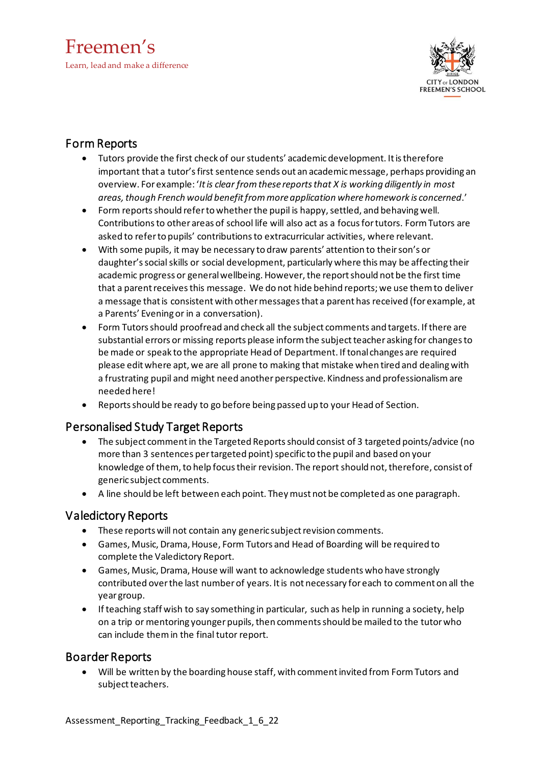## Form Reports

- Tutors provide the first check of our students' academic development. It is therefore important that a tutor's first sentence sends out an academic message, perhaps providing an overview. For example: '*It is clear from these reports that X is working diligently in most areas, though French would benefit from more application where homework is concerned*.'
- Form reports should refer to whether the pupil is happy, settled, and behaving well. Contributions to other areas of school life will also act as a focus for tutors. Form Tutors are asked to refer to pupils' contributions to extracurricular activities, where relevant.
- With some pupils, it may be necessary to draw parents' attention to their son's or daughter's social skills or social development, particularly where this may be affecting their academic progress or general wellbeing. However, the report should not be the first time that a parent receives this message. We do not hide behind reports; we use them to deliver a message that is consistent with other messages that a parent has received (for example, at a Parents' Evening or in a conversation).
- Form Tutors should proofread and check all the subject comments and targets. If there are substantial errors or missing reports please inform the subject teacher asking for changes to be made or speak to the appropriate Head of Department. If tonal changes are required please edit where apt, we are all prone to making that mistake when tired and dealing with a frustrating pupil and might need another perspective. Kindness and professionalism are needed here!
- Reports should be ready to go before being passed up to your Head of Section.

## Personalised Study Target Reports

- The subject comment in the Targeted Reports should consist of 3 targeted points/advice (no more than 3 sentences per targeted point) specific to the pupil and based on your knowledge of them, to help focus their revision. The report should not, therefore, consist of generic subject comments.
- A line should be left between each point. They must not be completed as one paragraph.

## Valedictory Reports

- These reports will not contain any generic subject revision comments.
- Games, Music, Drama, House, Form Tutors and Head of Boarding will be required to complete the Valedictory Report.
- Games, Music, Drama, House will want to acknowledge students who have strongly contributed over the last number of years. It is not necessary for each to comment on all the year group.
- If teaching staff wish to say something in particular, such as help in running a society, help on a trip or mentoring younger pupils, then comments should be mailed to the tutor who can include them in the final tutor report.

## Boarder Reports

- Will be written by the boarding house staff, with comment invited from Form Tutors and subject teachers.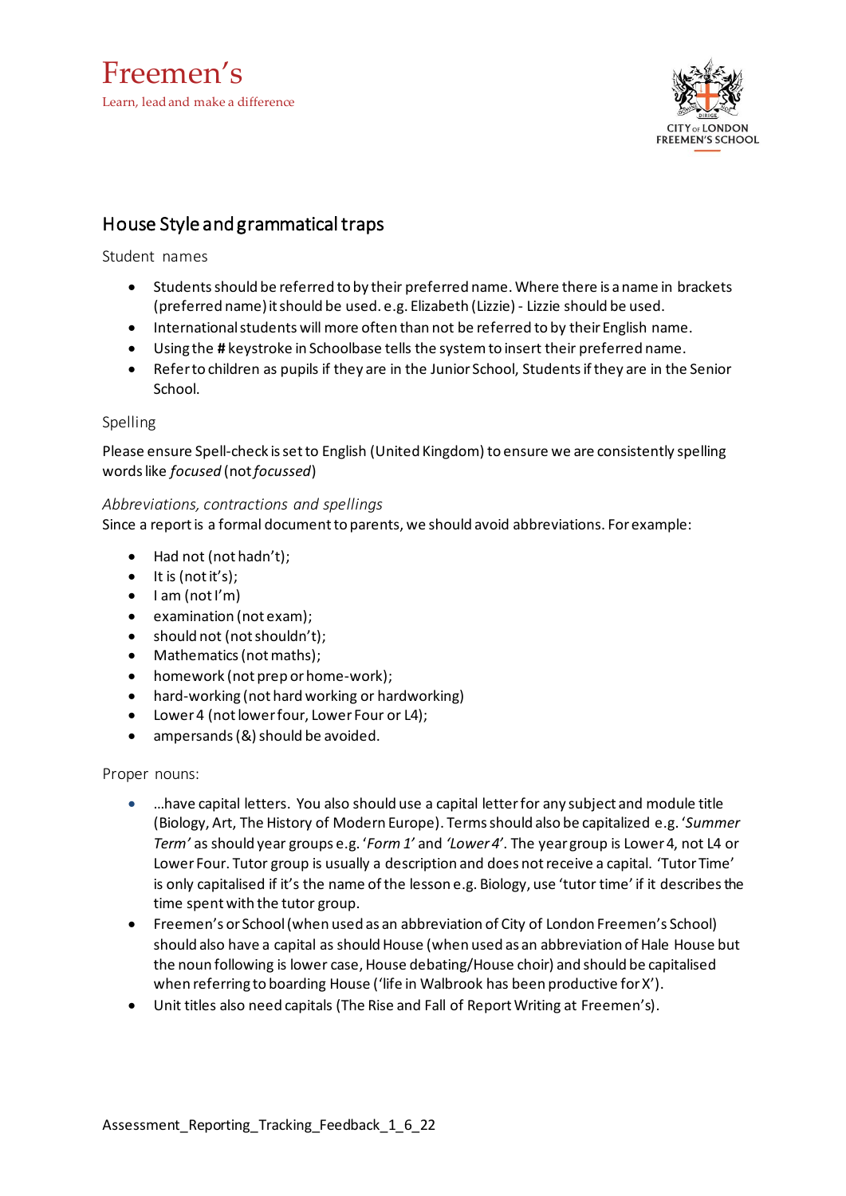Freemen's

Learn, lead and make a difference

CITY OF LONDON FREEMEN'S SCHOOL

## House Style and grammatical traps

### Student names

- Students should be referred to by their preferred name. Where there is a name in brackets (preferred name) it should be used. e.g. Elizabeth (Lizzie) - Lizzie should be used.
- International students will more often than not be referred to by their English name.
- Using the **#** keystroke in Schoolbase tells the system to insert their preferred name.
- Refer to children as pupils if they are in the Junior School, Students if they are in the Senior School.

### Spelling

Please ensure Spell-check is set to English (United Kingdom) to ensure we are consistently spelling words like *focused* (not *focussed*)

*Abbreviations, contractions and spellings*

Since a report is a formal document to parents, we should avoid abbreviations. For example:

- Had not (not hadn't);
- It is (not it's);
- I am (not I'm)
- examination (not exam);
- should not (not shouldn't);
- Mathematics (not maths);
- homework (not prep or home-work);
- hard-working (not hard working or hardworking)
- Lower 4 (not lower four, Lower Four or L4);
- ampersands (&) should be avoided.

### Proper nouns:

- …have capital letters. You also should use a capital letter for any subject and module title (Biology, Art, The History of Modern Europe). Terms should also be capitalized e.g. '*Summer Term'* as should year groups e.g. '*Form 1'* and *'Lower 4'*. The year group is Lower 4, not L4 or Lower Four. Tutor group is usually a description and does not receive a capital. 'Tutor Time' is only capitalised if it's the name of the lesson e.g. Biology, use 'tutor time' if it describes the time spent with the tutor group.
- Freemen's or School (when used as an abbreviation of City of London Freemen's School) should also have a capital as should House (when used as an abbreviation of Hale House but the noun following is lower case, House debating/House choir) and should be capitalised when referring to boarding House ('life in Walbrook has been productive for X').
- Unit titles also need capitals (The Rise and Fall of Report Writing at Freemen's).

Assessment_Reporting_Tracking_Feedback_1_6_22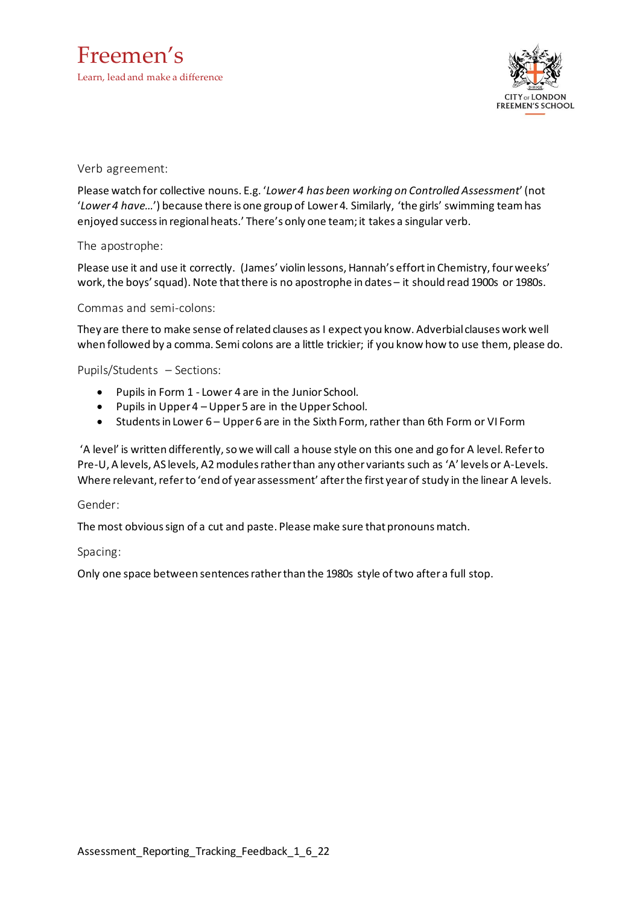### Verb agreement:

Please watch for collective nouns. E.g. '*Lower 4 has been working on Controlled Assessment*' (not '*Lower 4 have…*') because there is one group of Lower 4. Similarly, 'the girls' swimming team has enjoyed success in regional heats.' There's only one team; it takes a singular verb.

### The apostrophe:

Please use it and use it correctly. (James' violin lessons, Hannah's effort in Chemistry, four weeks' work, the boys' squad). Note that there is no apostrophe in dates – it should read 1900s or 1980s.

### Commas and semi-colons:

They are there to make sense of related clauses as I expect you know. Adverbial clauses work well when followed by a comma. Semi colons are a little trickier; if you know how to use them, please do.

### Pupils/Students – Sections:

- Pupils in Form 1 - Lower 4 are in the Junior School.
- Pupils in Upper 4 – Upper 5 are in the Upper School.
- Students in Lower 6 – Upper 6 are in the Sixth Form, rather than 6th Form or VI Form

'A level' is written differently, so we will call a house style on this one and go for A level. Refer to Pre-U, A levels, AS levels, A2 modules rather than any other variants such as 'A' levels or A-Levels. Where relevant, refer to 'end of year assessment' after the first year of study in the linear A levels.

### Gender:

The most obvious sign of a cut and paste. Please make sure that pronouns match.

### Spacing:

Only one space between sentences rather than the 1980s style of two after a full stop.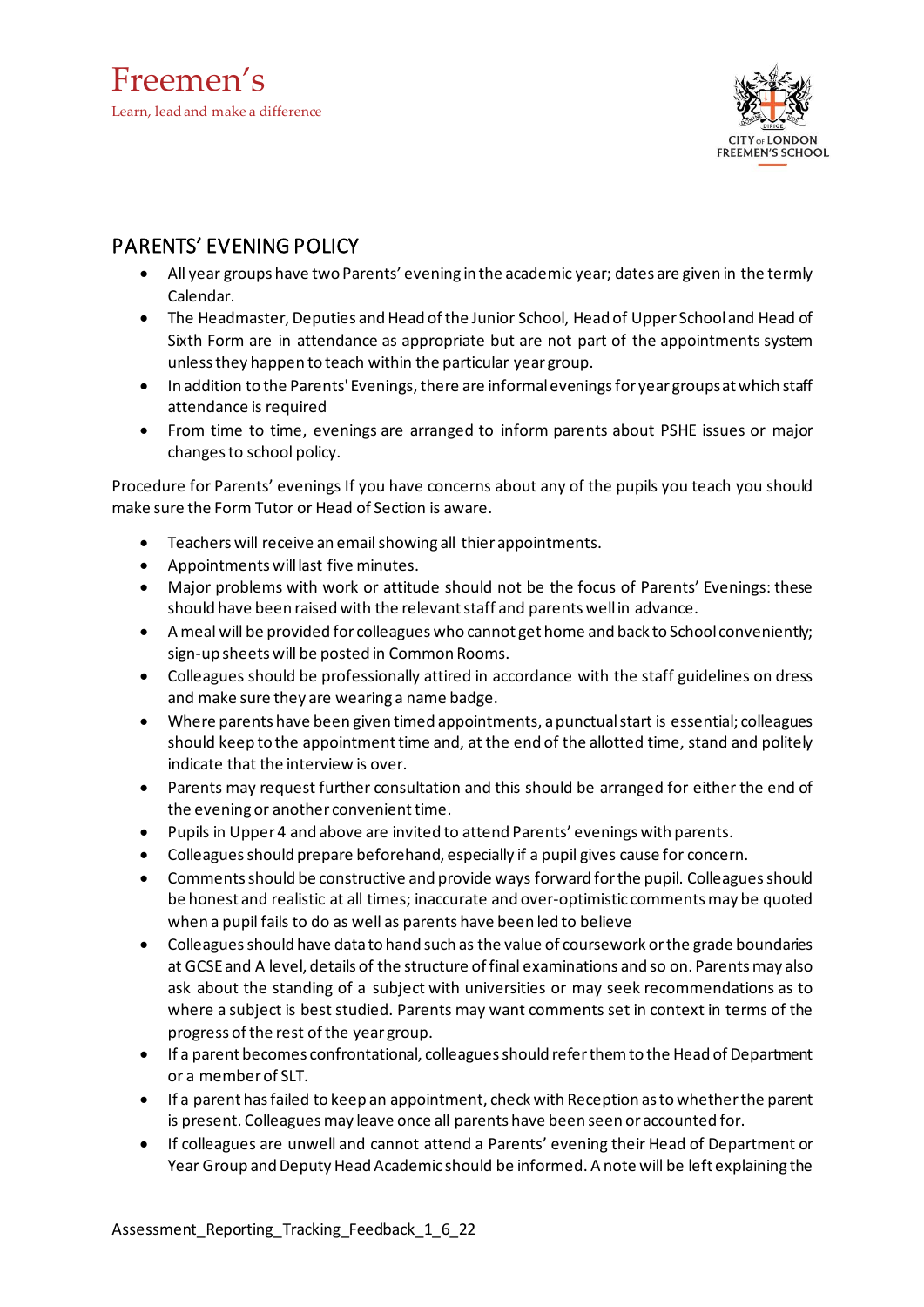# PARENTS' EVENING POLICY

- All year groups have two Parents' evening in the academic year; dates are given in the termly Calendar.
- The Headmaster, Deputies and Head of the Junior School, Head of Upper School and Head of Sixth Form are in attendance as appropriate but are not part of the appointments system unless they happen to teach within the particular year group.
- In addition to the Parents' Evenings, there are informal evenings for year groups at which staff attendance is required
- From time to time, evenings are arranged to inform parents about PSHE issues or major changes to school policy.

Procedure for Parents' evenings If you have concerns about any of the pupils you teach you should make sure the Form Tutor or Head of Section is aware.

- Teachers will receive an email showing all thier appointments.
- Appointments will last five minutes.
- Major problems with work or attitude should not be the focus of Parents' Evenings: these should have been raised with the relevant staff and parents well in advance.
- A meal will be provided for colleagues who cannot get home and back to School conveniently; sign-up sheets will be posted in Common Rooms.
- Colleagues should be professionally attired in accordance with the staff guidelines on dress and make sure they are wearing a name badge.
- Where parents have been given timed appointments, a punctual start is essential; colleagues should keep to the appointment time and, at the end of the allotted time, stand and politely indicate that the interview is over.
- Parents may request further consultation and this should be arranged for either the end of the evening or another convenient time.
- Pupils in Upper 4 and above are invited to attend Parents' evenings with parents.
- Colleagues should prepare beforehand, especially if a pupil gives cause for concern.
- Comments should be constructive and provide ways forward for the pupil. Colleagues should be honest and realistic at all times; inaccurate and over-optimistic comments may be quoted when a pupil fails to do as well as parents have been led to believe
- Colleagues should have data to hand such as the value of coursework or the grade boundaries at GCSE and A level, details of the structure of final examinations and so on. Parents may also ask about the standing of a subject with universities or may seek recommendations as to where a subject is best studied. Parents may want comments set in context in terms of the progress of the rest of the year group.
- If a parent becomes confrontational, colleagues should refer them to the Head of Department or a member of SLT.
- If a parent has failed to keep an appointment, check with Reception as to whether the parent is present. Colleagues may leave once all parents have been seen or accounted for.
- If colleagues are unwell and cannot attend a Parents' evening their Head of Department or Year Group and Deputy Head Academic should be informed. A note will be left explaining the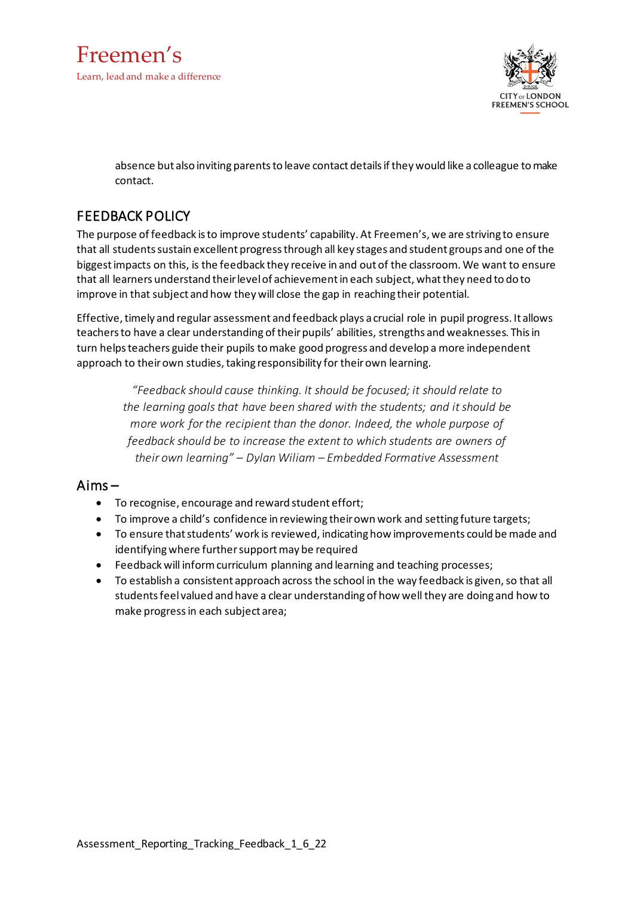absence but also inviting parents to leave contact details if they would like a colleague to make contact.

## FEEDBACK POLICY

The purpose of feedback is to improve students' capability. At Freemen's, we are striving to ensure that all students sustain excellent progress through all key stages and student groups and one of the biggest impacts on this, is the feedback they receive in and out of the classroom. We want to ensure that all learners understand their level of achievement in each subject, what they need to do to improve in that subject and how they will close the gap in reaching their potential.

Effective, timely and regular assessment and feedback plays a crucial role in pupil progress. It allows teachers to have a clear understanding of their pupils' abilities, strengths and weaknesses. This in turn helps teachers guide their pupils to make good progress and develop a more independent approach to their own studies, taking responsibility for their own learning.

> *"Feedback should cause thinking. It should be focused; it should relate to the learning goals that have been shared with the students; and it should be more work for the recipient than the donor. Indeed, the whole purpose of feedback should be to increase the extent to which students are owners of their own learning" – Dylan Wiliam – Embedded Formative Assessment*

### Aims –

- To recognise, encourage and reward student effort;
- To improve a child's confidence in reviewing their own work and setting future targets;
- To ensure that students' work is reviewed, indicating how improvements could be made and identifying where further support may be required
- Feedback will inform curriculum planning and learning and teaching processes;
- To establish a consistent approach across the school in the way feedback is given, so that all students feel valued and have a clear understanding of how well they are doing and how to make progress in each subject area;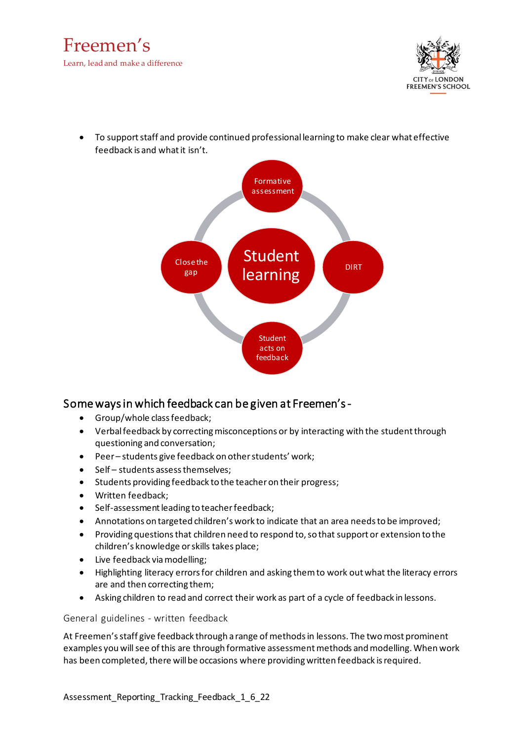- To support staff and provide continued professional learning to make clear what effective feedback is and what it isn't.

Formative assessment

DIRT

Student acts on feedback

Close the gap

Student learning

## Some ways in which feedback can be given at Freemen's -

- Group/whole class feedback;
- Verbal feedback by correcting misconceptions or by interacting with the student through questioning and conversation;
- Peer – students give feedback on other students' work;
- Self – students assess themselves;
- Students providing feedback to the teacher on their progress;
- Written feedback;
- Self-assessment leading to teacher feedback;
- Annotations on targeted children's work to indicate that an area needs to be improved;
- Providing questions that children need to respond to, so that support or extension to the children's knowledge or skills takes place;
- Live feedback via modelling;
- Highlighting literacy errors for children and asking them to work out what the literacy errors are and then correcting them;
- Asking children to read and correct their work as part of a cycle of feedback in lessons.

### General guidelines - written feedback

At Freemen's staff give feedback through a range of methods in lessons. The two most prominent examples you will see of this are through formative assessment methods and modelling. When work has been completed, there will be occasions where providing written feedback is required.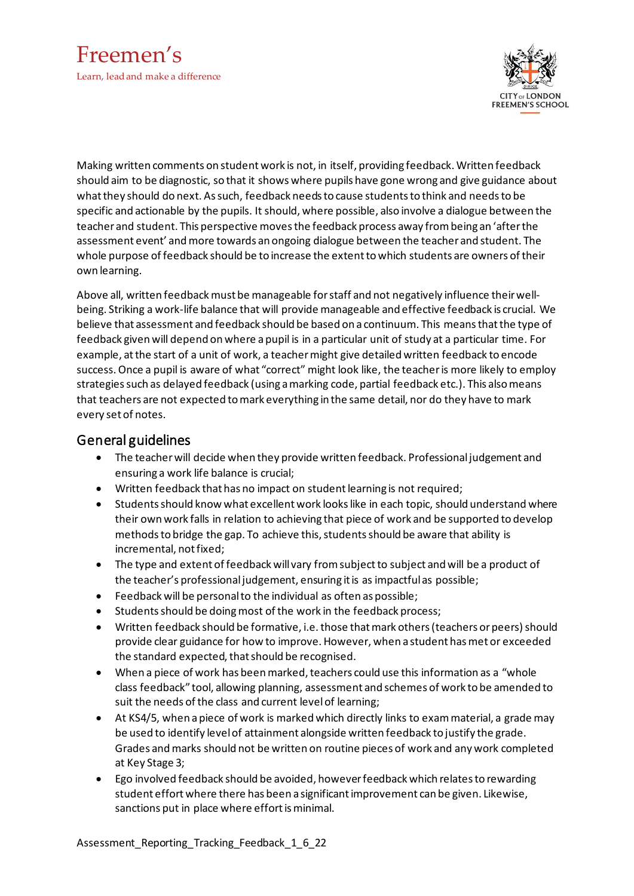Making written comments on student work is not, in itself, providing feedback. Written feedback should aim to be diagnostic, so that it shows where pupils have gone wrong and give guidance about what they should do next. As such, feedback needs to cause students to think and needs to be specific and actionable by the pupils. It should, where possible, also involve a dialogue between the teacher and student. This perspective moves the feedback process away from being an 'after the assessment event' and more towards an ongoing dialogue between the teacher and student. The whole purpose of feedback should be to increase the extent to which students are owners of their own learning.

Above all, written feedback must be manageable for staff and not negatively influence their well-being. Striking a work-life balance that will provide manageable and effective feedback is crucial. We believe that assessment and feedback should be based on a continuum. This means that the type of feedback given will depend on where a pupil is in a particular unit of study at a particular time. For example, at the start of a unit of work, a teacher might give detailed written feedback to encode success. Once a pupil is aware of what "correct" might look like, the teacher is more likely to employ strategies such as delayed feedback (using a marking code, partial feedback etc.). This also means that teachers are not expected to mark everything in the same detail, nor do they have to mark every set of notes.

## General guidelines

- The teacher will decide when they provide written feedback. Professional judgement and ensuring a work life balance is crucial;
- Written feedback that has no impact on student learning is not required;
- Students should know what excellent work looks like in each topic, should understand where their own work falls in relation to achieving that piece of work and be supported to develop methods to bridge the gap. To achieve this, students should be aware that ability is incremental, not fixed;
- The type and extent of feedback will vary from subject to subject and will be a product of the teacher's professional judgement, ensuring it is as impactful as possible;
- Feedback will be personal to the individual as often as possible;
- Students should be doing most of the work in the feedback process;
- Written feedback should be formative, i.e. those that mark others (teachers or peers) should provide clear guidance for how to improve. However, when a student has met or exceeded the standard expected, that should be recognised.
- When a piece of work has been marked, teachers could use this information as a "whole class feedback" tool, allowing planning, assessment and schemes of work to be amended to suit the needs of the class and current level of learning;
- At KS4/5, when a piece of work is marked which directly links to exam material, a grade may be used to identify level of attainment alongside written feedback to justify the grade. Grades and marks should not be written on routine pieces of work and any work completed at Key Stage 3;
- Ego involved feedback should be avoided, however feedback which relates to rewarding student effort where there has been a significant improvement can be given. Likewise, sanctions put in place where effort is minimal.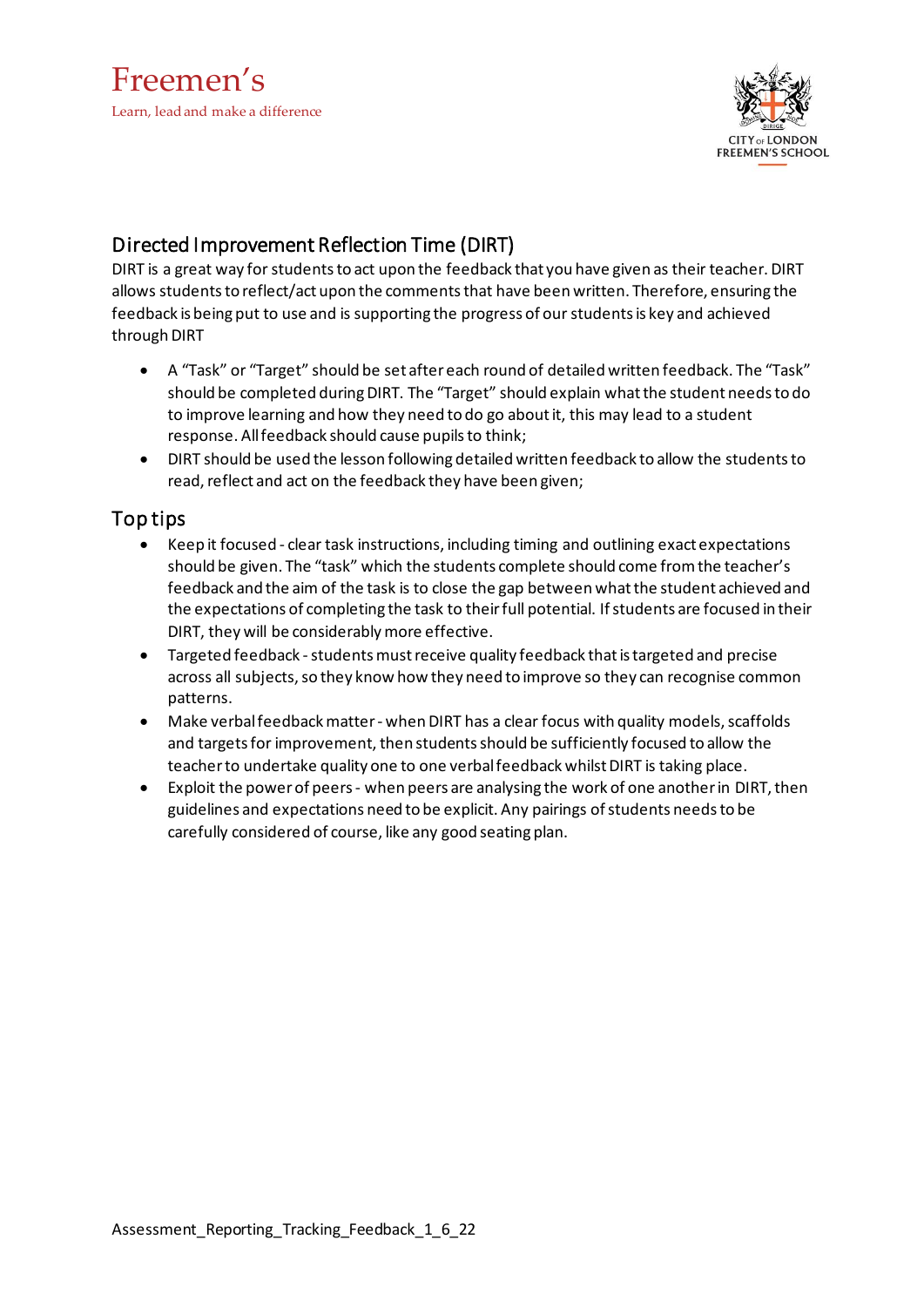## Directed Improvement Reflection Time (DIRT)

DIRT is a great way for students to act upon the feedback that you have given as their teacher. DIRT allows students to reflect/act upon the comments that have been written. Therefore, ensuring the feedback is being put to use and is supporting the progress of our students is key and achieved through DIRT

- A "Task" or "Target" should be set after each round of detailed written feedback. The "Task" should be completed during DIRT. The "Target" should explain what the student needs to do to improve learning and how they need to do go about it, this may lead to a student response. All feedback should cause pupils to think;
- DIRT should be used the lesson following detailed written feedback to allow the students to read, reflect and act on the feedback they have been given;

## Top tips

- Keep it focused - clear task instructions, including timing and outlining exact expectations should be given. The "task" which the students complete should come from the teacher's feedback and the aim of the task is to close the gap between what the student achieved and the expectations of completing the task to their full potential. If students are focused in their DIRT, they will be considerably more effective.
- Targeted feedback - students must receive quality feedback that is targeted and precise across all subjects, so they know how they need to improve so they can recognise common patterns.
- Make verbal feedback matter - when DIRT has a clear focus with quality models, scaffolds and targets for improvement, then students should be sufficiently focused to allow the teacher to undertake quality one to one verbal feedback whilst DIRT is taking place.
- Exploit the power of peers - when peers are analysing the work of one another in DIRT, then guidelines and expectations need to be explicit. Any pairings of students needs to be carefully considered of course, like any good seating plan.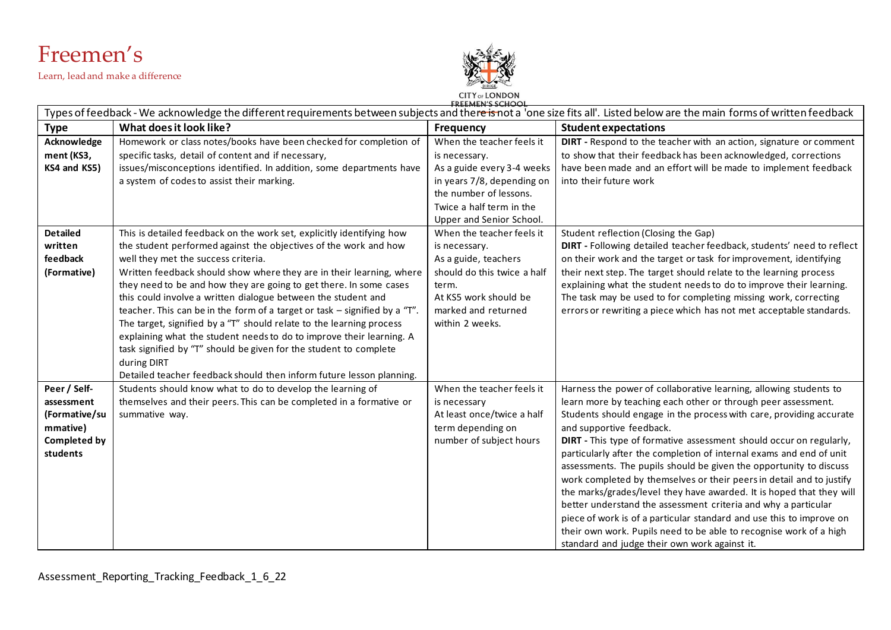Types of feedback - We acknowledge the different requirements between subjects and there is not a 'one size fits all'. Listed below are the main forms of written feedback

| Type | What does it look like? | Frequency | Student expectations |
|---|---|---|---|
| **Acknowledgement (KS3, KS4 and KS5)** | Homework or class notes/books have been checked for completion of specific tasks, detail of content and if necessary, issues/misconceptions identified. In addition, some departments have a system of codes to assist their marking. | When the teacher feels it is necessary. As a guide every 3-4 weeks in years 7/8, depending on the number of lessons. Twice a half term in the Upper and Senior School. | **DIRT -** Respond to the teacher with an action, signature or comment to show that their feedback has been acknowledged, corrections have been made and an effort will be made to implement feedback into their future work |
| **Detailed written feedback (Formative)** | This is detailed feedback on the work set, explicitly identifying how the student performed against the objectives of the work and how well they met the success criteria. Written feedback should show where they are in their learning, where they need to be and how they are going to get there. In some cases this could involve a written dialogue between the student and teacher. This can be in the form of a target or task – signified by a "T". The target, signified by a "T" should relate to the learning process explaining what the student needs to do to improve their learning. A task signified by "T" should be given for the student to complete during DIRT Detailed teacher feedback should then inform future lesson planning. | When the teacher feels it is necessary. As a guide, teachers should do this twice a half term. At KS5 work should be marked and returned within 2 weeks. | Student reflection (Closing the Gap) **DIRT -** Following detailed teacher feedback, students' need to reflect on their work and the target or task for improvement, identifying their next step. The target should relate to the learning process explaining what the student needs to do to improve their learning. The task may be used to for completing missing work, correcting errors or rewriting a piece which has not met acceptable standards. |
| **Peer / Self-assessment (Formative/summative) Completed by students** | Students should know what to do to develop the learning of themselves and their peers. This can be completed in a formative or summative way. | When the teacher feels it is necessary At least once/twice a half term depending on number of subject hours | Harness the power of collaborative learning, allowing students to learn more by teaching each other or through peer assessment. Students should engage in the process with care, providing accurate and supportive feedback. **DIRT -** This type of formative assessment should occur on regularly, particularly after the completion of internal exams and end of unit assessments. The pupils should be given the opportunity to discuss work completed by themselves or their peers in detail and to justify the marks/grades/level they have awarded. It is hoped that they will better understand the assessment criteria and why a particular piece of work is of a particular standard and use this to improve on their own work. Pupils need to be able to recognise work of a high standard and judge their own work against it. |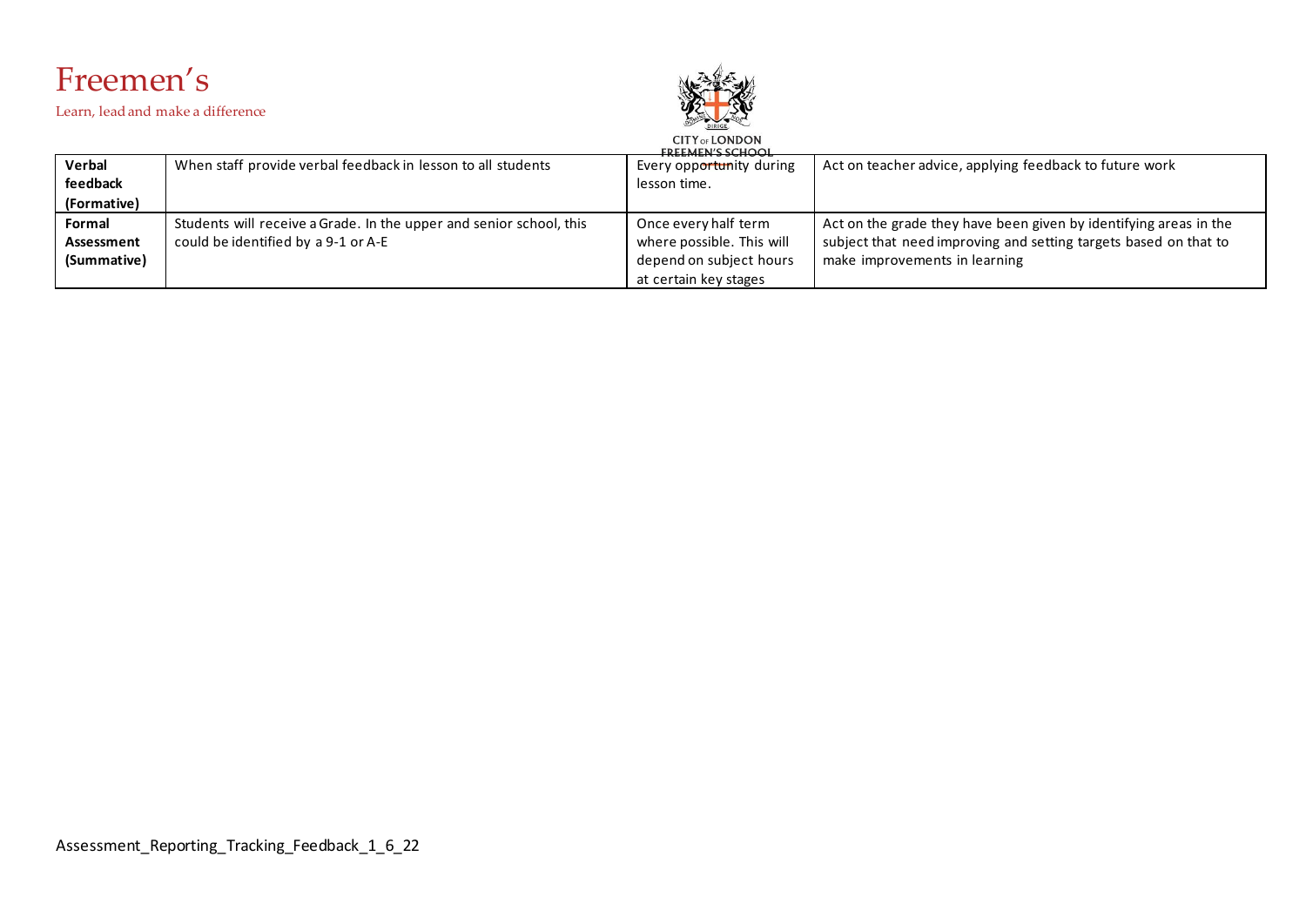| | | | |
|---|---|---|---|
| **Verbal feedback (Formative)** | When staff provide verbal feedback in lesson to all students | Every opportunity during lesson time. | Act on teacher advice, applying feedback to future work |
| **Formal Assessment (Summative)** | Students will receive a Grade. In the upper and senior school, this could be identified by a 9-1 or A-E | Once every half term where possible. This will depend on subject hours at certain key stages | Act on the grade they have been given by identifying areas in the subject that need improving and setting targets based on that to make improvements in learning |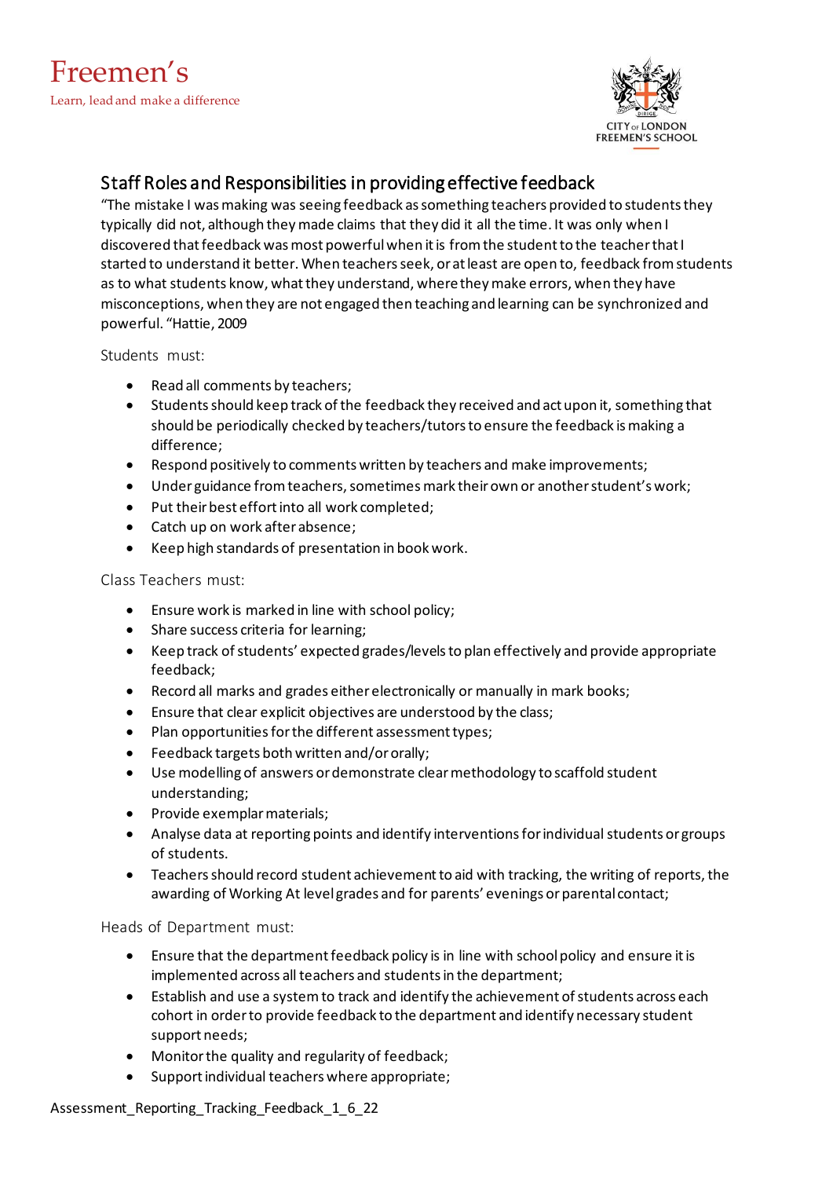## Staff Roles and Responsibilities in providing effective feedback

"The mistake I was making was seeing feedback as something teachers provided to students they typically did not, although they made claims that they did it all the time. It was only when I discovered that feedback was most powerful when it is from the student to the teacher that I started to understand it better. When teachers seek, or at least are open to, feedback from students as to what students know, what they understand, where they make errors, when they have misconceptions, when they are not engaged then teaching and learning can be synchronized and powerful. "Hattie, 2009

Students must:

- Read all comments by teachers;
- Students should keep track of the feedback they received and act upon it, something that should be periodically checked by teachers/tutors to ensure the feedback is making a difference;
- Respond positively to comments written by teachers and make improvements;
- Under guidance from teachers, sometimes mark their own or another student's work;
- Put their best effort into all work completed;
- Catch up on work after absence;
- Keep high standards of presentation in book work.

Class Teachers must:

- Ensure work is marked in line with school policy;
- Share success criteria for learning;
- Keep track of students' expected grades/levels to plan effectively and provide appropriate feedback;
- Record all marks and grades either electronically or manually in mark books;
- Ensure that clear explicit objectives are understood by the class;
- Plan opportunities for the different assessment types;
- Feedback targets both written and/or orally;
- Use modelling of answers or demonstrate clear methodology to scaffold student understanding;
- Provide exemplar materials;
- Analyse data at reporting points and identify interventions for individual students or groups of students.
- Teachers should record student achievement to aid with tracking, the writing of reports, the awarding of Working At level grades and for parents' evenings or parental contact;

Heads of Department must:

- Ensure that the department feedback policy is in line with school policy and ensure it is implemented across all teachers and students in the department;
- Establish and use a system to track and identify the achievement of students across each cohort in order to provide feedback to the department and identify necessary student support needs;
- Monitor the quality and regularity of feedback;
- Support individual teachers where appropriate;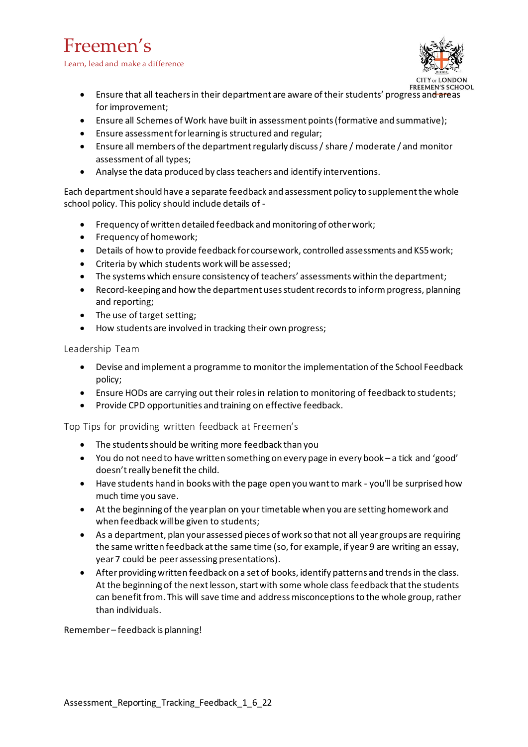- Ensure that all teachers in their department are aware of their students' progress and areas for improvement;
- Ensure all Schemes of Work have built in assessment points (formative and summative);
- Ensure assessment for learning is structured and regular;
- Ensure all members of the department regularly discuss / share / moderate / and monitor assessment of all types;
- Analyse the data produced by class teachers and identify interventions.

Each department should have a separate feedback and assessment policy to supplement the whole school policy. This policy should include details of -

- Frequency of written detailed feedback and monitoring of other work;
- Frequency of homework;
- Details of how to provide feedback for coursework, controlled assessments and KS5 work;
- Criteria by which students work will be assessed;
- The systems which ensure consistency of teachers' assessments within the department;
- Record-keeping and how the department uses student records to inform progress, planning and reporting;
- The use of target setting;
- How students are involved in tracking their own progress;

### Leadership Team

- Devise and implement a programme to monitor the implementation of the School Feedback policy;
- Ensure HODs are carrying out their roles in relation to monitoring of feedback to students;
- Provide CPD opportunities and training on effective feedback.

### Top Tips for providing written feedback at Freemen's

- The students should be writing more feedback than you
- You do not need to have written something on every page in every book – a tick and 'good' doesn't really benefit the child.
- Have students hand in books with the page open you want to mark - you'll be surprised how much time you save.
- At the beginning of the year plan on your timetable when you are setting homework and when feedback will be given to students;
- As a department, plan your assessed pieces of work so that not all year groups are requiring the same written feedback at the same time (so, for example, if year 9 are writing an essay, year 7 could be peer assessing presentations).
- After providing written feedback on a set of books, identify patterns and trends in the class. At the beginning of the next lesson, start with some whole class feedback that the students can benefit from. This will save time and address misconceptions to the whole group, rather than individuals.

Remember – feedback is planning!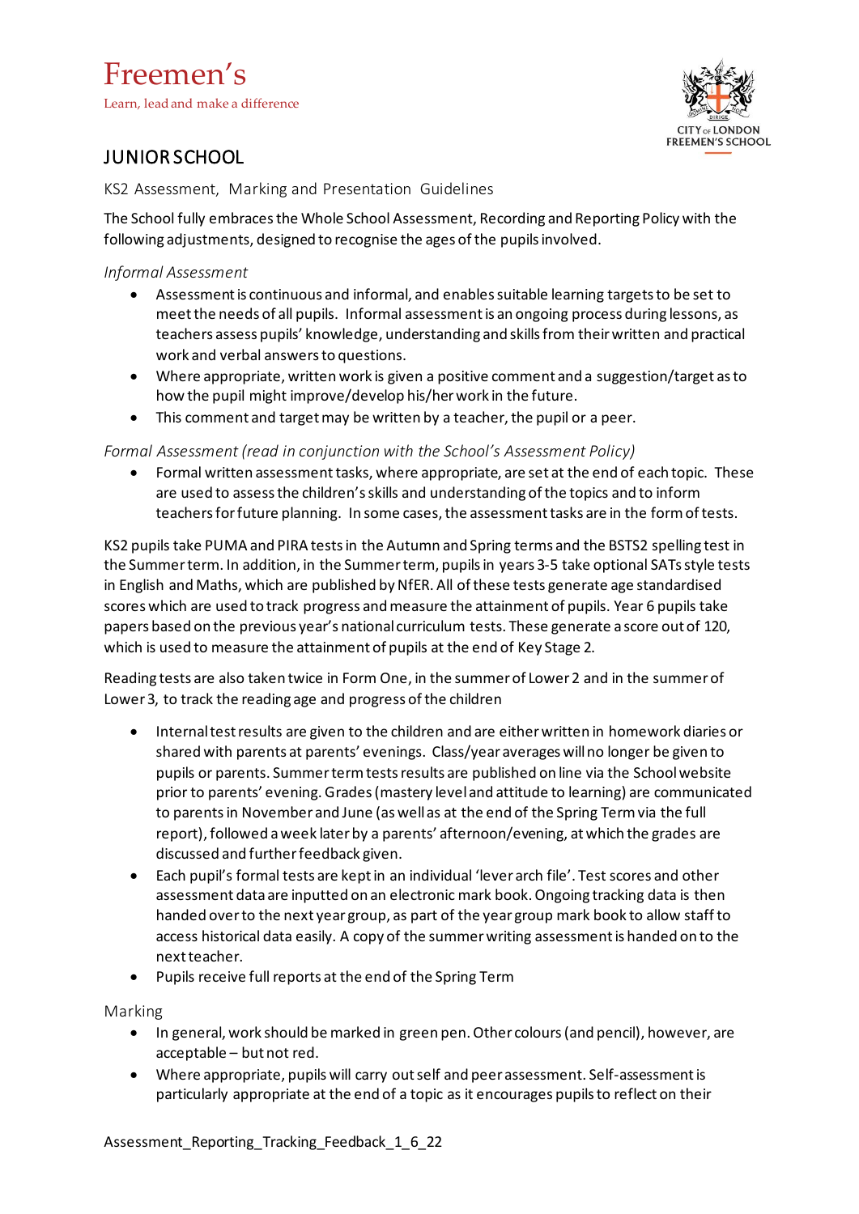# Freemen's

Learn, lead and make a difference

CITY OF LONDON FREEMEN'S SCHOOL

## JUNIOR SCHOOL

KS2 Assessment, Marking and Presentation Guidelines

The School fully embraces the Whole School Assessment, Recording and Reporting Policy with the following adjustments, designed to recognise the ages of the pupils involved.

*Informal Assessment*

- Assessment is continuous and informal, and enables suitable learning targets to be set to meet the needs of all pupils. Informal assessment is an ongoing process during lessons, as teachers assess pupils' knowledge, understanding and skills from their written and practical work and verbal answers to questions.
- Where appropriate, written work is given a positive comment and a suggestion/target as to how the pupil might improve/develop his/her work in the future.
- This comment and target may be written by a teacher, the pupil or a peer.

*Formal Assessment (read in conjunction with the School's Assessment Policy)*

- Formal written assessment tasks, where appropriate, are set at the end of each topic. These are used to assess the children's skills and understanding of the topics and to inform teachers for future planning. In some cases, the assessment tasks are in the form of tests.

KS2 pupils take PUMA and PIRA tests in the Autumn and Spring terms and the BSTS2 spelling test in the Summer term. In addition, in the Summer term, pupils in years 3-5 take optional SATs style tests in English and Maths, which are published by NfER. All of these tests generate age standardised scores which are used to track progress and measure the attainment of pupils. Year 6 pupils take papers based on the previous year's national curriculum tests. These generate a score out of 120, which is used to measure the attainment of pupils at the end of Key Stage 2.

Reading tests are also taken twice in Form One, in the summer of Lower 2 and in the summer of Lower 3, to track the reading age and progress of the children

- Internal test results are given to the children and are either written in homework diaries or shared with parents at parents' evenings. Class/year averages will no longer be given to pupils or parents. Summer term tests results are published on line via the School website prior to parents' evening. Grades (mastery level and attitude to learning) are communicated to parents in November and June (as well as at the end of the Spring Term via the full report), followed a week later by a parents' afternoon/evening, at which the grades are discussed and further feedback given.
- Each pupil's formal tests are kept in an individual 'lever arch file'. Test scores and other assessment data are inputted on an electronic mark book. Ongoing tracking data is then handed over to the next year group, as part of the year group mark book to allow staff to access historical data easily. A copy of the summer writing assessment is handed on to the next teacher.
- Pupils receive full reports at the end of the Spring Term

Marking

- In general, work should be marked in green pen. Other colours (and pencil), however, are acceptable – but not red.
- Where appropriate, pupils will carry out self and peer assessment. Self-assessment is particularly appropriate at the end of a topic as it encourages pupils to reflect on their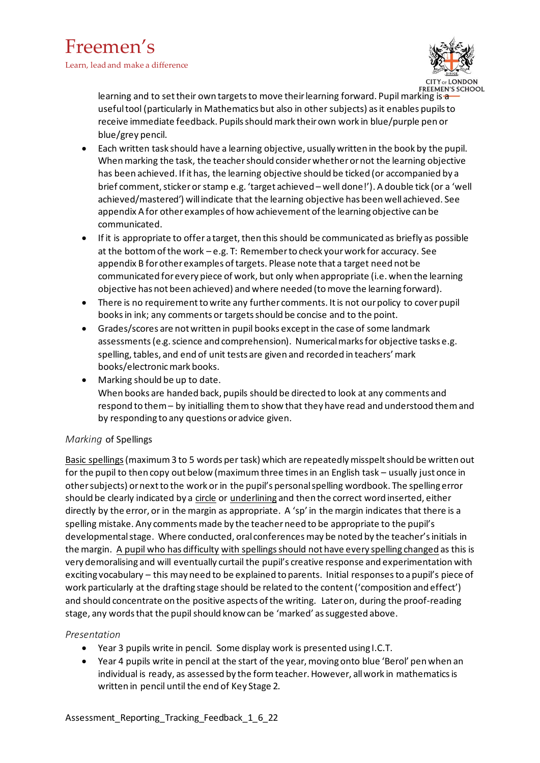learning and to set their own targets to move their learning forward. Pupil marking is a useful tool (particularly in Mathematics but also in other subjects) as it enables pupils to receive immediate feedback. Pupils should mark their own work in blue/purple pen or blue/grey pencil.

- Each written task should have a learning objective, usually written in the book by the pupil. When marking the task, the teacher should consider whether or not the learning objective has been achieved. If it has, the learning objective should be ticked (or accompanied by a brief comment, sticker or stamp e.g. 'target achieved – well done!'). A double tick (or a 'well achieved/mastered') will indicate that the learning objective has been well achieved. See appendix A for other examples of how achievement of the learning objective can be communicated.
- If it is appropriate to offer a target, then this should be communicated as briefly as possible at the bottom of the work – e.g. T: Remember to check your work for accuracy. See appendix B for other examples of targets. Please note that a target need not be communicated for every piece of work, but only when appropriate (i.e. when the learning objective has not been achieved) and where needed (to move the learning forward).
- There is no requirement to write any further comments. It is not our policy to cover pupil books in ink; any comments or targets should be concise and to the point.
- Grades/scores are not written in pupil books except in the case of some landmark assessments (e.g. science and comprehension). Numerical marks for objective tasks e.g. spelling, tables, and end of unit tests are given and recorded in teachers' mark books/electronic mark books.
- Marking should be up to date.
  When books are handed back, pupils should be directed to look at any comments and respond to them – by initialling them to show that they have read and understood them and by responding to any questions or advice given.

*Marking* of Spellings

Basic spellings (maximum 3 to 5 words per task) which are repeatedly misspelt should be written out for the pupil to then copy out below (maximum three times in an English task – usually just once in other subjects) or next to the work or in the pupil's personal spelling wordbook. The spelling error should be clearly indicated by a circle or underlining and then the correct word inserted, either directly by the error, or in the margin as appropriate. A 'sp' in the margin indicates that there is a spelling mistake. Any comments made by the teacher need to be appropriate to the pupil's developmental stage. Where conducted, oral conferences may be noted by the teacher's initials in the margin. A pupil who has difficulty with spellings should not have every spelling changed as this is very demoralising and will eventually curtail the pupil's creative response and experimentation with exciting vocabulary – this may need to be explained to parents. Initial responses to a pupil's piece of work particularly at the drafting stage should be related to the content ('composition and effect') and should concentrate on the positive aspects of the writing. Later on, during the proof-reading stage, any words that the pupil should know can be 'marked' as suggested above.

*Presentation*

- Year 3 pupils write in pencil. Some display work is presented using I.C.T.
- Year 4 pupils write in pencil at the start of the year, moving onto blue 'Berol' pen when an individual is ready, as assessed by the form teacher. However, all work in mathematics is written in pencil until the end of Key Stage 2.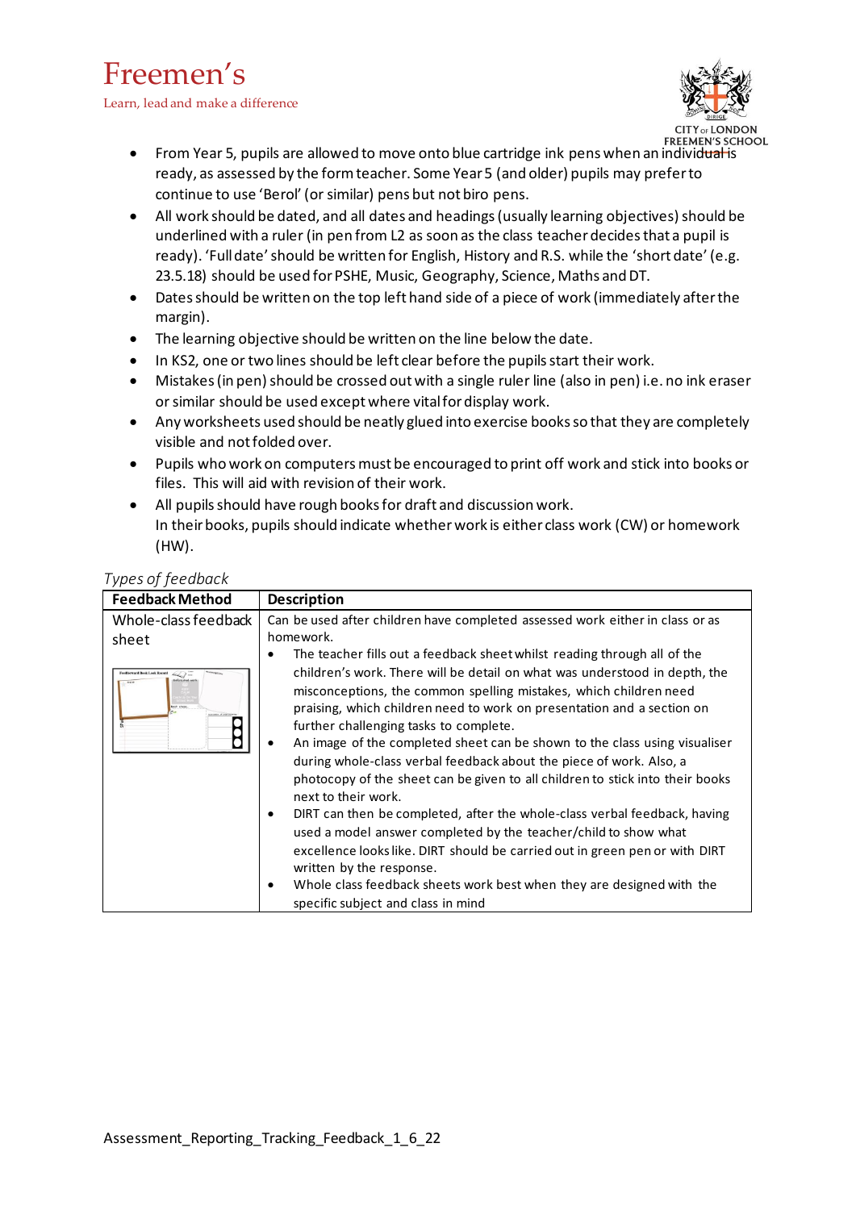- From Year 5, pupils are allowed to move onto blue cartridge ink pens when an individual is ready, as assessed by the form teacher. Some Year 5 (and older) pupils may prefer to continue to use 'Berol' (or similar) pens but not biro pens.
- All work should be dated, and all dates and headings (usually learning objectives) should be underlined with a ruler (in pen from L2 as soon as the class teacher decides that a pupil is ready). 'Full date' should be written for English, History and R.S. while the 'short date' (e.g. 23.5.18) should be used for PSHE, Music, Geography, Science, Maths and DT.
- Dates should be written on the top left hand side of a piece of work (immediately after the margin).
- The learning objective should be written on the line below the date.
- In KS2, one or two lines should be left clear before the pupils start their work.
- Mistakes (in pen) should be crossed out with a single ruler line (also in pen) i.e. no ink eraser or similar should be used except where vital for display work.
- Any worksheets used should be neatly glued into exercise books so that they are completely visible and not folded over.
- Pupils who work on computers must be encouraged to print off work and stick into books or files. This will aid with revision of their work.
- All pupils should have rough books for draft and discussion work.
  In their books, pupils should indicate whether work is either class work (CW) or homework (HW).

*Types of feedback*

| Feedback Method | Description |
|---|---|
| Whole-class feedback sheet | Can be used after children have completed assessed work either in class or as homework.<br>• The teacher fills out a feedback sheet whilst reading through all of the children's work. There will be detail on what was understood in depth, the misconceptions, the common spelling mistakes, which children need praising, which children need to work on presentation and a section on further challenging tasks to complete.<br>• An image of the completed sheet can be shown to the class using visualiser during whole-class verbal feedback about the piece of work. Also, a photocopy of the sheet can be given to all children to stick into their books next to their work.<br>• DIRT can then be completed, after the whole-class verbal feedback, having used a model answer completed by the teacher/child to show what excellence looks like. DIRT should be carried out in green pen or with DIRT written by the response.<br>• Whole class feedback sheets work best when they are designed with the specific subject and class in mind |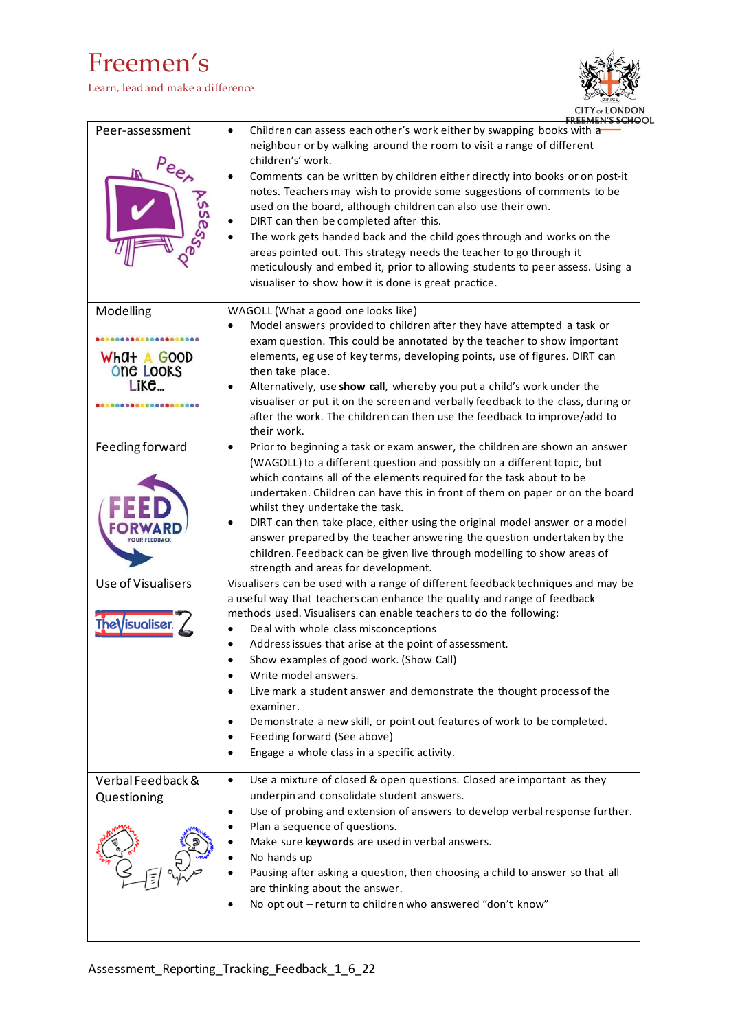| | |
|---|---|
| Peer-assessment | • Children can assess each other's work either by swapping books with a neighbour or by walking around the room to visit a range of different children's' work.<br>• Comments can be written by children either directly into books or on post-it notes. Teachers may wish to provide some suggestions of comments to be used on the board, although children can also use their own.<br>• DIRT can then be completed after this.<br>• The work gets handed back and the child goes through and works on the areas pointed out. This strategy needs the teacher to go through it meticulously and embed it, prior to allowing students to peer assess. Using a visualiser to show how it is done is great practice. |
| Modelling | WAGOLL (What a good one looks like)<br>• Model answers provided to children after they have attempted a task or exam question. This could be annotated by the teacher to show important elements, eg use of key terms, developing points, use of figures. DIRT can then take place.<br>• Alternatively, use **show call**, whereby you put a child's work under the visualiser or put it on the screen and verbally feedback to the class, during or after the work. The children can then use the feedback to improve/add to their work. |
| Feeding forward | • Prior to beginning a task or exam answer, the children are shown an answer (WAGOLL) to a different question and possibly on a different topic, but which contains all of the elements required for the task about to be undertaken. Children can have this in front of them on paper or on the board whilst they undertake the task.<br>• DIRT can then take place, either using the original model answer or a model answer prepared by the teacher answering the question undertaken by the children. Feedback can be given live through modelling to show areas of strength and areas for development. |
| Use of Visualisers | Visualisers can be used with a range of different feedback techniques and may be a useful way that teachers can enhance the quality and range of feedback methods used. Visualisers can enable teachers to do the following:<br>• Deal with whole class misconceptions<br>• Address issues that arise at the point of assessment.<br>• Show examples of good work. (Show Call)<br>• Write model answers.<br>• Live mark a student answer and demonstrate the thought process of the examiner.<br>• Demonstrate a new skill, or point out features of work to be completed.<br>• Feeding forward (See above)<br>• Engage a whole class in a specific activity. |
| Verbal Feedback & Questioning | • Use a mixture of closed & open questions. Closed are important as they underpin and consolidate student answers.<br>• Use of probing and extension of answers to develop verbal response further.<br>• Plan a sequence of questions.<br>• Make sure **keywords** are used in verbal answers.<br>• No hands up<br>• Pausing after asking a question, then choosing a child to answer so that all are thinking about the answer.<br>• No opt out – return to children who answered "don't know" |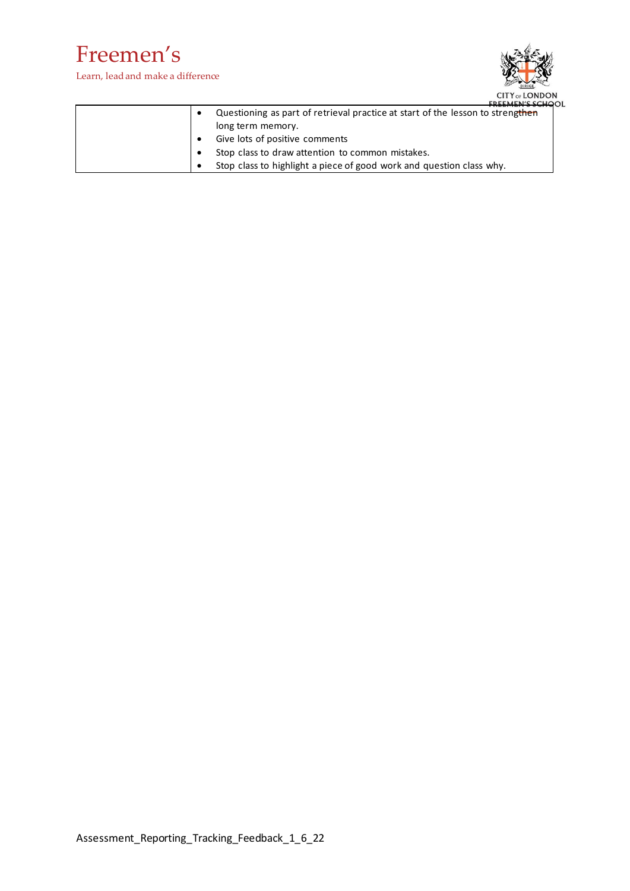| | |
|---|---|
| | • Questioning as part of retrieval practice at start of the lesson to strengthen long term memory.<br>• Give lots of positive comments<br>• Stop class to draw attention to common mistakes.<br>• Stop class to highlight a piece of good work and question class why. |